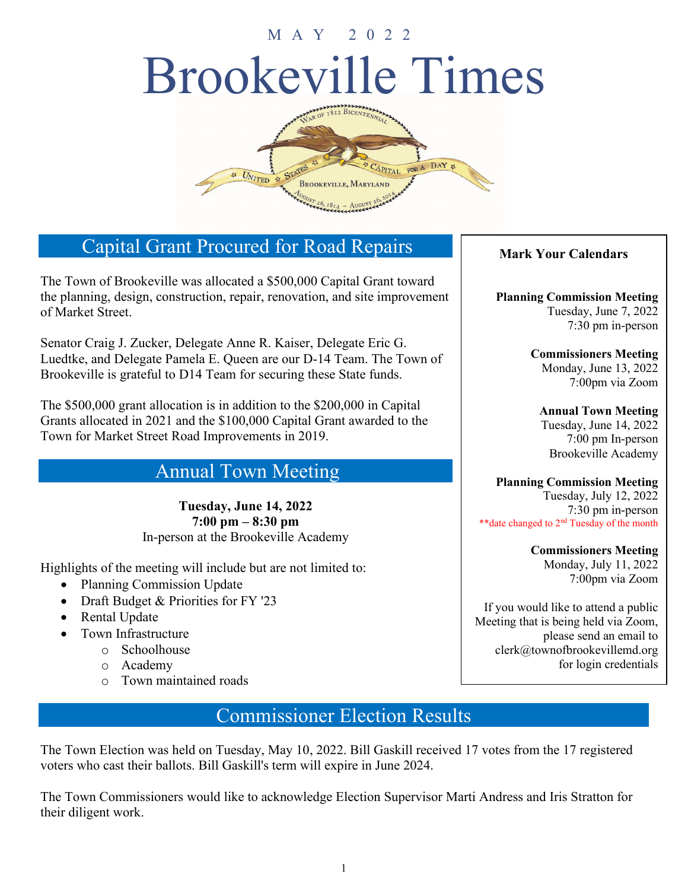MAY 2022

# Brookeville Times

## Capital Grant Procured for Road Repairs

The Town of Brookeville was allocated a $500,000 Capital Grant toward the planning, design, construction, repair, renovation, and site improvement of Market Street.

Senator Craig J. Zucker, Delegate Anne R. Kaiser, Delegate Eric G. Luedtke, and Delegate Pamela E. Queen are our D-14 Team. The Town of Brookeville is grateful to D14 Team for securing these State funds.

The $500,000 grant allocation is in addition to the $200,000 in Capital Grants allocated in 2021 and the $100,000 Capital Grant awarded to the Town for Market Street Road Improvements in 2019.

## Annual Town Meeting

**Tuesday, June 14, 2022**
**7:00 pm – 8:30 pm**
In-person at the Brookeville Academy

Highlights of the meeting will include but are not limited to:

- Planning Commission Update
- Draft Budget & Priorities for FY '23
- Rental Update
- Town Infrastructure
  - Schoolhouse
  - Academy
  - Town maintained roads

### Mark Your Calendars

**Planning Commission Meeting**
Tuesday, June 7, 2022
7:30 pm in-person

**Commissioners Meeting**
Monday, June 13, 2022
7:00pm via Zoom

**Annual Town Meeting**
Tuesday, June 14, 2022
7:00 pm In-person
Brookeville Academy

**Planning Commission Meeting**
Tuesday, July 12, 2022
7:30 pm in-person
**date changed to 2nd Tuesday of the month

**Commissioners Meeting**
Monday, July 11, 2022
7:00pm via Zoom

If you would like to attend a public Meeting that is being held via Zoom, please send an email to clerk@townofbrookevillemd.org for login credentials

## Commissioner Election Results

The Town Election was held on Tuesday, May 10, 2022. Bill Gaskill received 17 votes from the 17 registered voters who cast their ballots. Bill Gaskill's term will expire in June 2024.

The Town Commissioners would like to acknowledge Election Supervisor Marti Andress and Iris Stratton for their diligent work.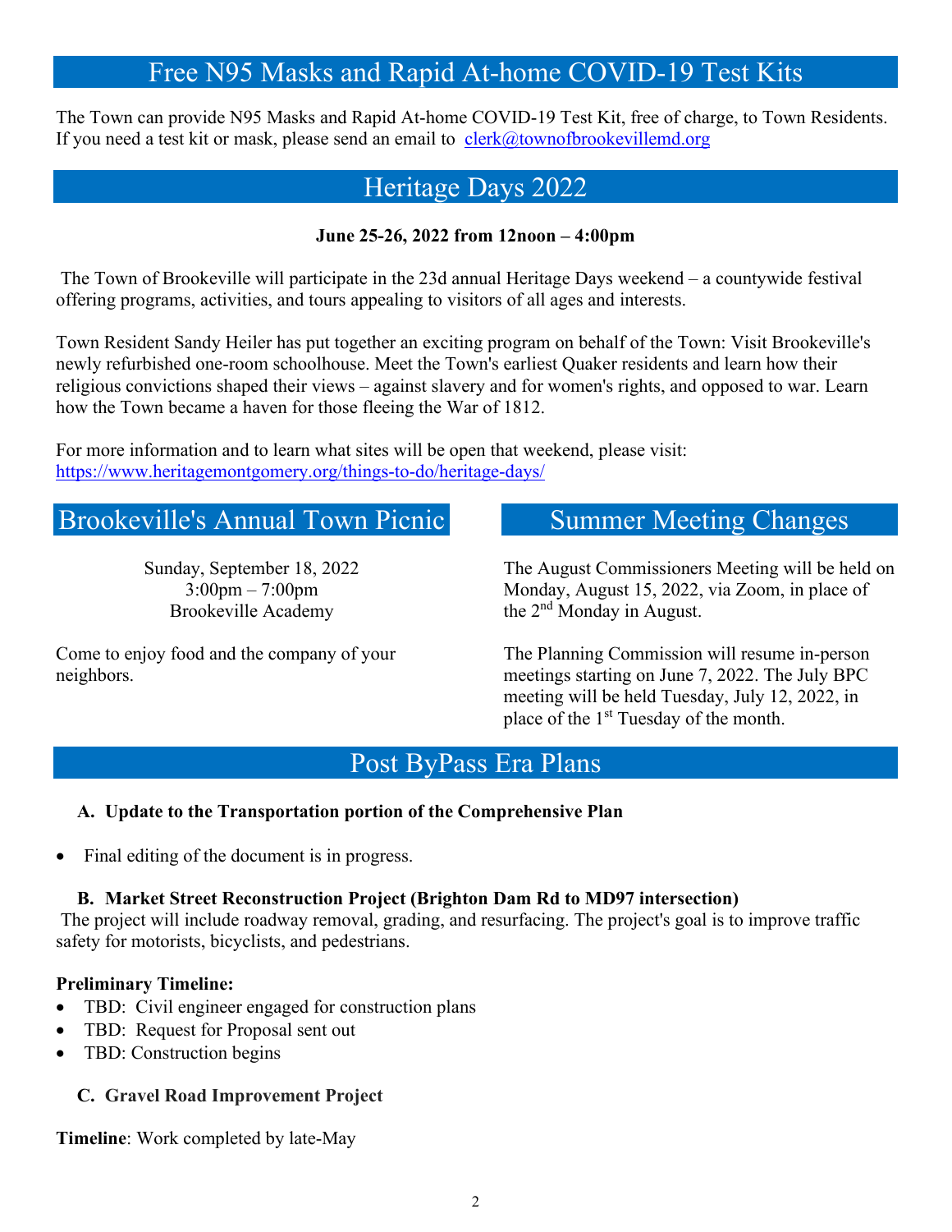## Free N95 Masks and Rapid At-home COVID-19 Test Kits

The Town can provide N95 Masks and Rapid At-home COVID-19 Test Kit, free of charge, to Town Residents. If you need a test kit or mask, please send an email to clerk@townofbrookevillemd.org

## Heritage Days 2022

**June 25-26, 2022 from 12noon – 4:00pm**

The Town of Brookeville will participate in the 23d annual Heritage Days weekend – a countywide festival offering programs, activities, and tours appealing to visitors of all ages and interests.

Town Resident Sandy Heiler has put together an exciting program on behalf of the Town: Visit Brookeville's newly refurbished one-room schoolhouse. Meet the Town's earliest Quaker residents and learn how their religious convictions shaped their views – against slavery and for women's rights, and opposed to war. Learn how the Town became a haven for those fleeing the War of 1812.

For more information and to learn what sites will be open that weekend, please visit: https://www.heritagemontgomery.org/things-to-do/heritage-days/

## Brookeville's Annual Town Picnic

Sunday, September 18, 2022
3:00pm – 7:00pm
Brookeville Academy

Come to enjoy food and the company of your neighbors.

## Summer Meeting Changes

The August Commissioners Meeting will be held on Monday, August 15, 2022, via Zoom, in place of the 2nd Monday in August.

The Planning Commission will resume in-person meetings starting on June 7, 2022. The July BPC meeting will be held Tuesday, July 12, 2022, in place of the 1st Tuesday of the month.

## Post ByPass Era Plans

**A. Update to the Transportation portion of the Comprehensive Plan**

- Final editing of the document is in progress.

**B. Market Street Reconstruction Project (Brighton Dam Rd to MD97 intersection)**

The project will include roadway removal, grading, and resurfacing. The project's goal is to improve traffic safety for motorists, bicyclists, and pedestrians.

**Preliminary Timeline:**

- TBD: Civil engineer engaged for construction plans
- TBD: Request for Proposal sent out
- TBD: Construction begins

**C. Gravel Road Improvement Project**

**Timeline**: Work completed by late-May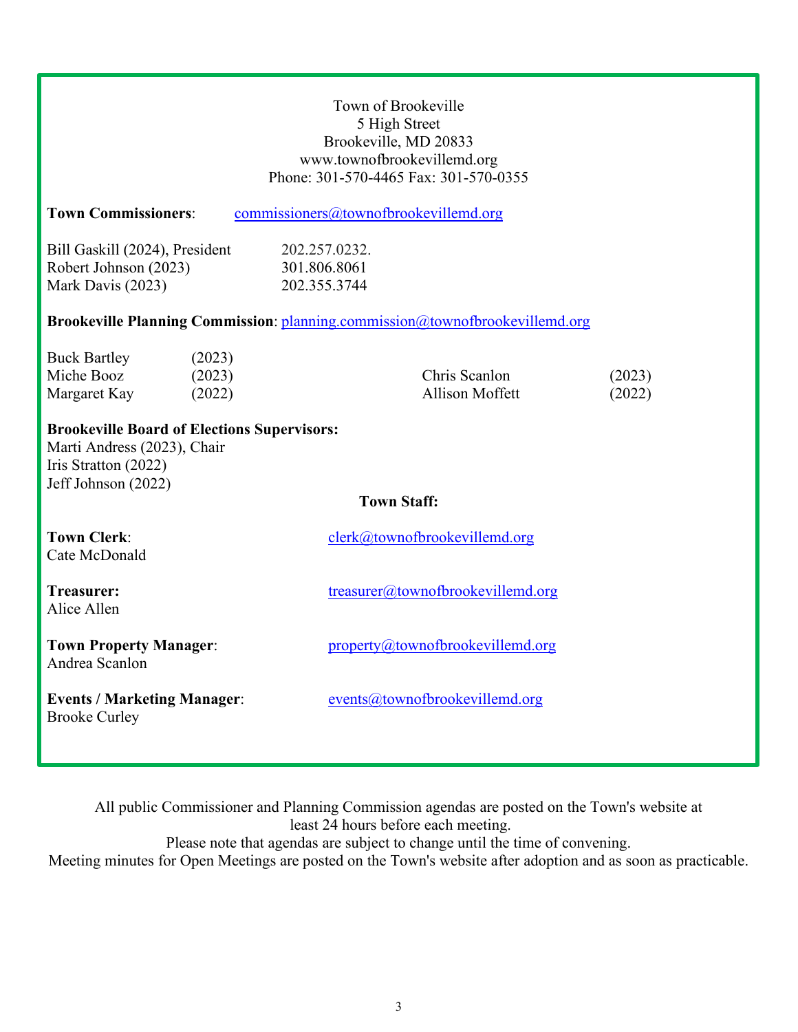Town of Brookeville
5 High Street
Brookeville, MD 20833
www.townofbrookevillemd.org
Phone: 301-570-4465 Fax: 301-570-0355

**Town Commissioners**: commissioners@townofbrookevillemd.org

| | |
|---|---|
| Bill Gaskill (2024), President | 202.257.0232. |
| Robert Johnson (2023) | 301.806.8061 |
| Mark Davis (2023) | 202.355.3744 |

**Brookeville Planning Commission**: planning.commission@townofbrookevillemd.org

| | | | |
|---|---|---|---|
| Buck Bartley | (2023) | | |
| Miche Booz | (2023) | Chris Scanlon | (2023) |
| Margaret Kay | (2022) | Allison Moffett | (2022) |

**Brookeville Board of Elections Supervisors:**
Marti Andress (2023), Chair
Iris Stratton (2022)
Jeff Johnson (2022)

**Town Staff:**

**Town Clerk**: clerk@townofbrookevillemd.org
Cate McDonald

**Treasurer:** treasurer@townofbrookevillemd.org
Alice Allen

**Town Property Manager**: property@townofbrookevillemd.org
Andrea Scanlon

**Events / Marketing Manager**: events@townofbrookevillemd.org
Brooke Curley

All public Commissioner and Planning Commission agendas are posted on the Town's website at least 24 hours before each meeting.
Please note that agendas are subject to change until the time of convening.
Meeting minutes for Open Meetings are posted on the Town's website after adoption and as soon as practicable.